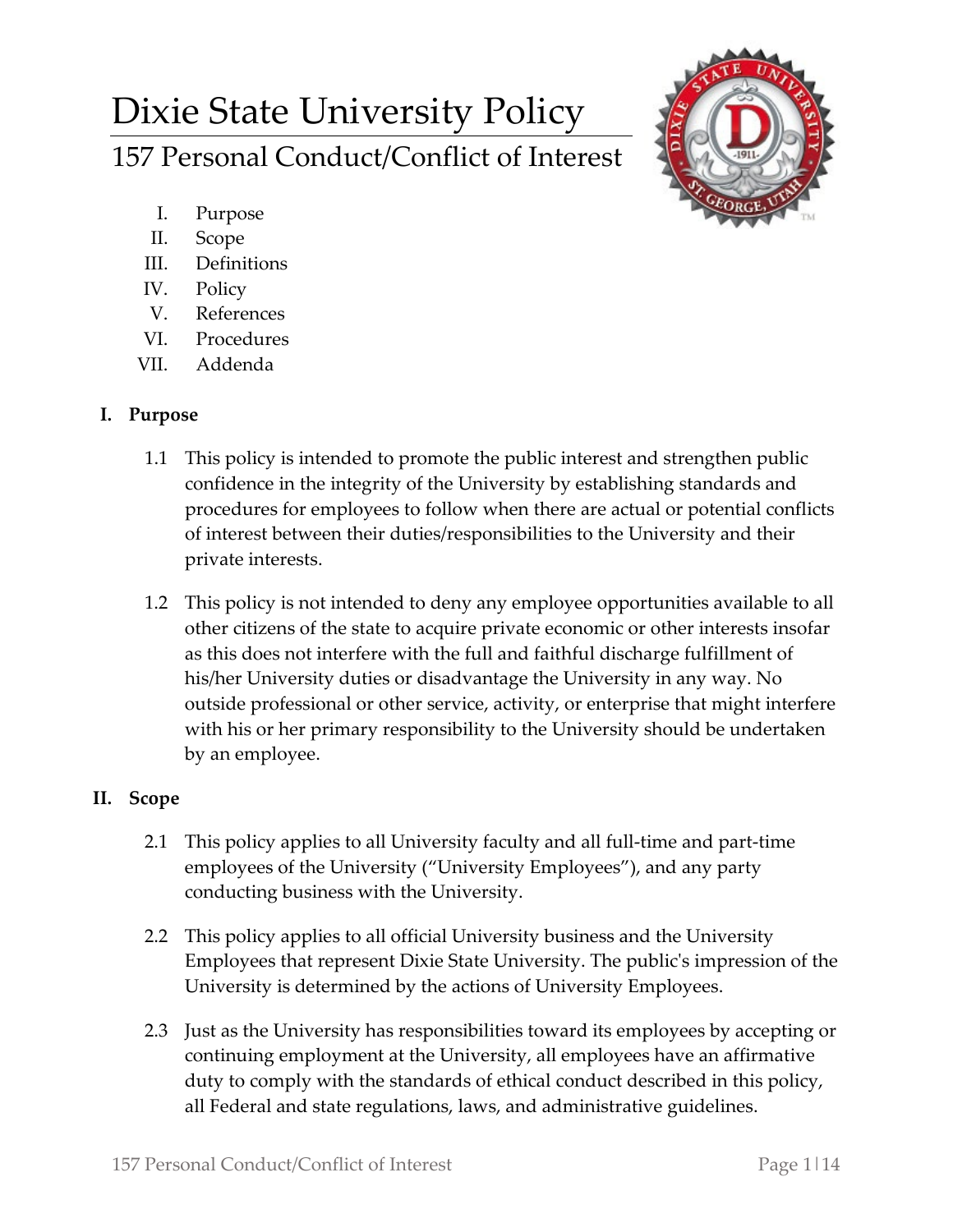# Dixie State University Policy

## 157 Personal Conduct/Conflict of Interest

I. Purpose
II. Scope
III. Definitions
IV. Policy
V. References
VI. Procedures
VII. Addenda

### I. Purpose

1.1 This policy is intended to promote the public interest and strengthen public confidence in the integrity of the University by establishing standards and procedures for employees to follow when there are actual or potential conflicts of interest between their duties/responsibilities to the University and their private interests.

1.2 This policy is not intended to deny any employee opportunities available to all other citizens of the state to acquire private economic or other interests insofar as this does not interfere with the full and faithful discharge fulfillment of his/her University duties or disadvantage the University in any way. No outside professional or other service, activity, or enterprise that might interfere with his or her primary responsibility to the University should be undertaken by an employee.

### II. Scope

2.1 This policy applies to all University faculty and all full-time and part-time employees of the University ("University Employees"), and any party conducting business with the University.

2.2 This policy applies to all official University business and the University Employees that represent Dixie State University. The public's impression of the University is determined by the actions of University Employees.

2.3 Just as the University has responsibilities toward its employees by accepting or continuing employment at the University, all employees have an affirmative duty to comply with the standards of ethical conduct described in this policy, all Federal and state regulations, laws, and administrative guidelines.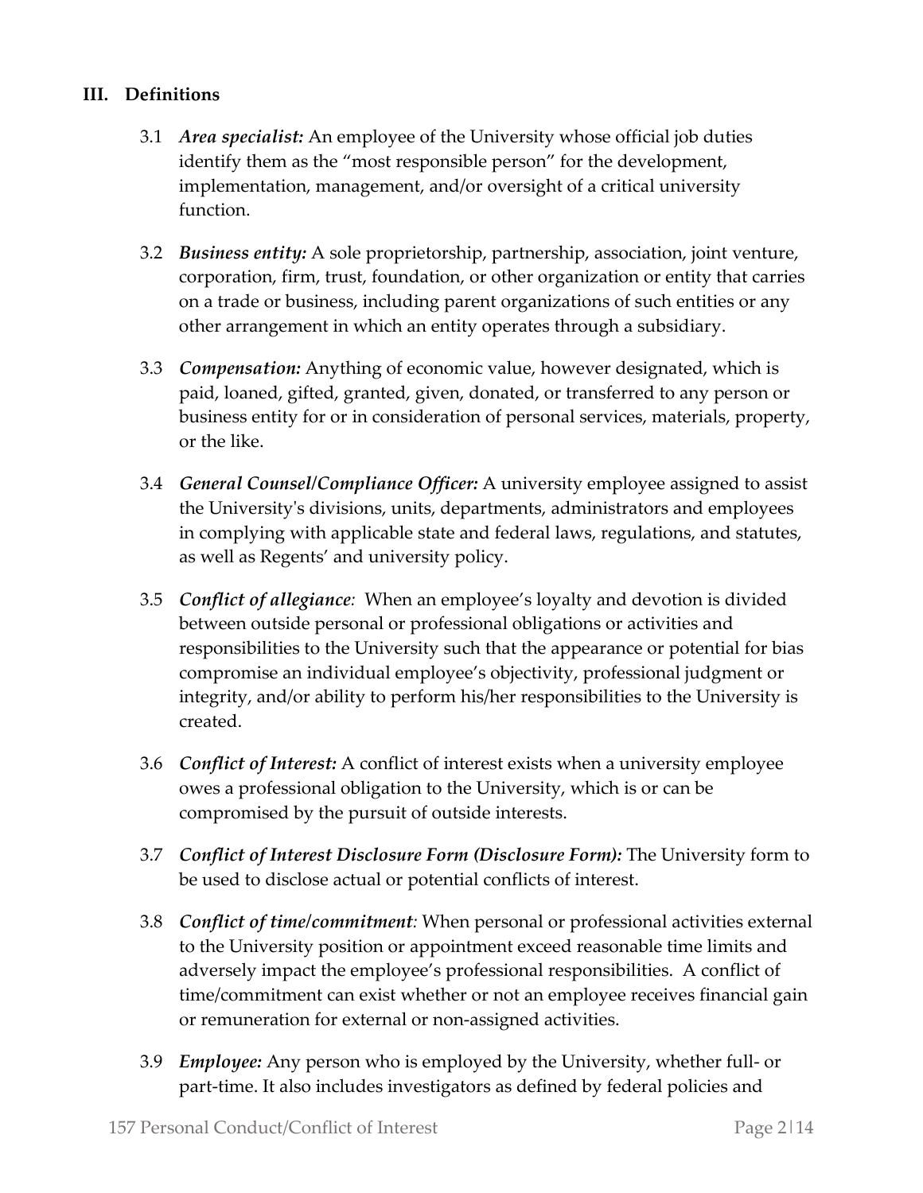## III. Definitions

3.1 ***Area specialist:*** An employee of the University whose official job duties identify them as the "most responsible person" for the development, implementation, management, and/or oversight of a critical university function.

3.2 ***Business entity:*** A sole proprietorship, partnership, association, joint venture, corporation, firm, trust, foundation, or other organization or entity that carries on a trade or business, including parent organizations of such entities or any other arrangement in which an entity operates through a subsidiary.

3.3 ***Compensation:*** Anything of economic value, however designated, which is paid, loaned, gifted, granted, given, donated, or transferred to any person or business entity for or in consideration of personal services, materials, property, or the like.

3.4 ***General Counsel/Compliance Officer:*** A university employee assigned to assist the University's divisions, units, departments, administrators and employees in complying with applicable state and federal laws, regulations, and statutes, as well as Regents' and university policy.

3.5 ***Conflict of allegiance**:* When an employee's loyalty and devotion is divided between outside personal or professional obligations or activities and responsibilities to the University such that the appearance or potential for bias compromise an individual employee's objectivity, professional judgment or integrity, and/or ability to perform his/her responsibilities to the University is created.

3.6 ***Conflict of Interest:*** A conflict of interest exists when a university employee owes a professional obligation to the University, which is or can be compromised by the pursuit of outside interests.

3.7 ***Conflict of Interest Disclosure Form (Disclosure Form):*** The University form to be used to disclose actual or potential conflicts of interest.

3.8 ***Conflict of time/commitment**:* When personal or professional activities external to the University position or appointment exceed reasonable time limits and adversely impact the employee's professional responsibilities. A conflict of time/commitment can exist whether or not an employee receives financial gain or remuneration for external or non-assigned activities.

3.9 ***Employee:*** Any person who is employed by the University, whether full- or part-time. It also includes investigators as defined by federal policies and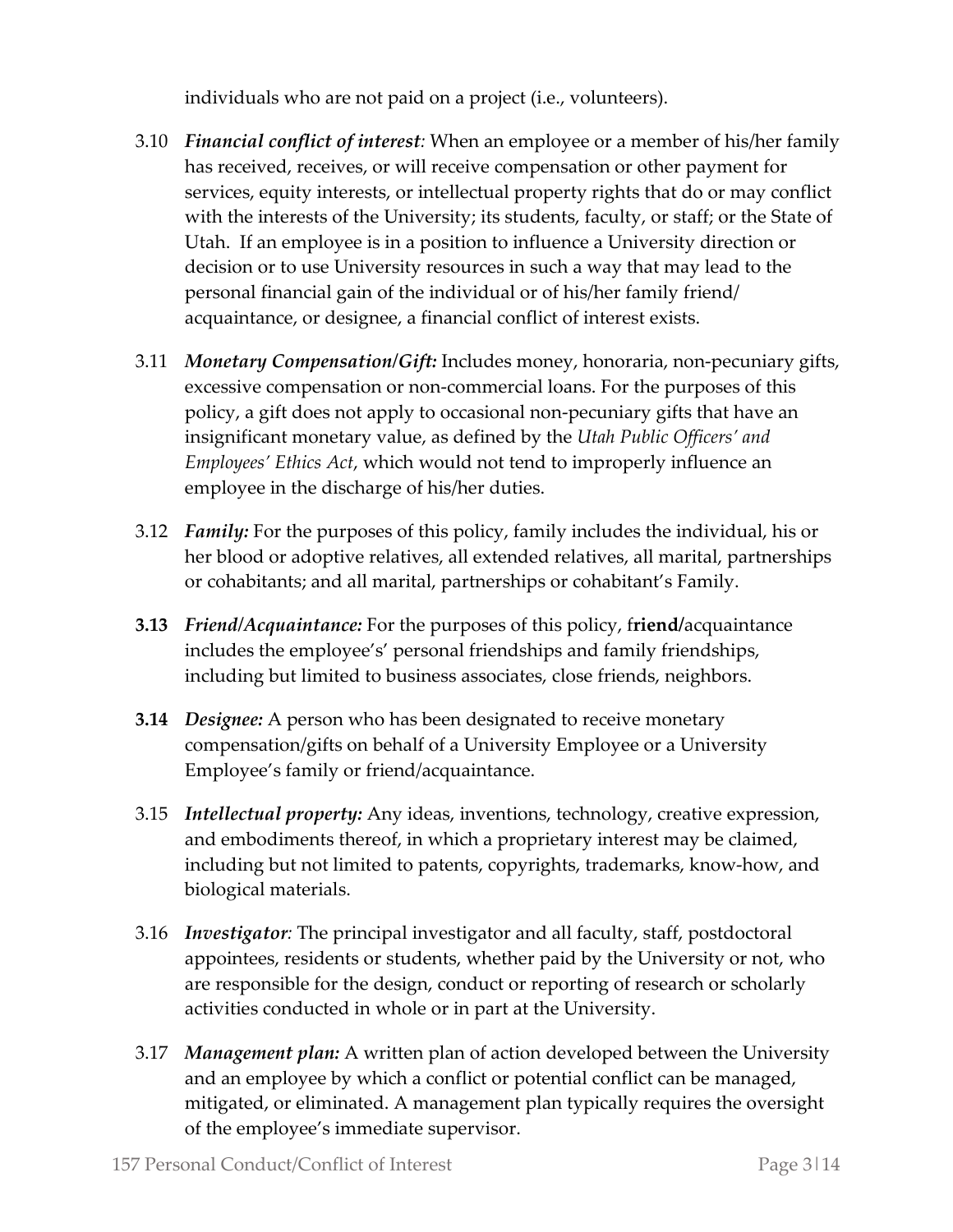individuals who are not paid on a project (i.e., volunteers).

3.10 ***Financial conflict of interest**:* When an employee or a member of his/her family has received, receives, or will receive compensation or other payment for services, equity interests, or intellectual property rights that do or may conflict with the interests of the University; its students, faculty, or staff; or the State of Utah. If an employee is in a position to influence a University direction or decision or to use University resources in such a way that may lead to the personal financial gain of the individual or of his/her family friend/ acquaintance, or designee, a financial conflict of interest exists.

3.11 ***Monetary Compensation/Gift:*** Includes money, honoraria, non-pecuniary gifts, excessive compensation or non-commercial loans. For the purposes of this policy, a gift does not apply to occasional non-pecuniary gifts that have an insignificant monetary value, as defined by the *Utah Public Officers' and Employees' Ethics Act*, which would not tend to improperly influence an employee in the discharge of his/her duties.

3.12 ***Family:*** For the purposes of this policy, family includes the individual, his or her blood or adoptive relatives, all extended relatives, all marital, partnerships or cohabitants; and all marital, partnerships or cohabitant's Family.

**3.13** ***Friend/Acquaintance:*** For the purposes of this policy, f**riend/**acquaintance includes the employee's' personal friendships and family friendships, including but limited to business associates, close friends, neighbors.

**3.14** ***Designee:*** A person who has been designated to receive monetary compensation/gifts on behalf of a University Employee or a University Employee's family or friend/acquaintance.

3.15 ***Intellectual property:*** Any ideas, inventions, technology, creative expression, and embodiments thereof, in which a proprietary interest may be claimed, including but not limited to patents, copyrights, trademarks, know-how, and biological materials.

3.16 ***Investigator**:* The principal investigator and all faculty, staff, postdoctoral appointees, residents or students, whether paid by the University or not, who are responsible for the design, conduct or reporting of research or scholarly activities conducted in whole or in part at the University.

3.17 ***Management plan:*** A written plan of action developed between the University and an employee by which a conflict or potential conflict can be managed, mitigated, or eliminated. A management plan typically requires the oversight of the employee's immediate supervisor.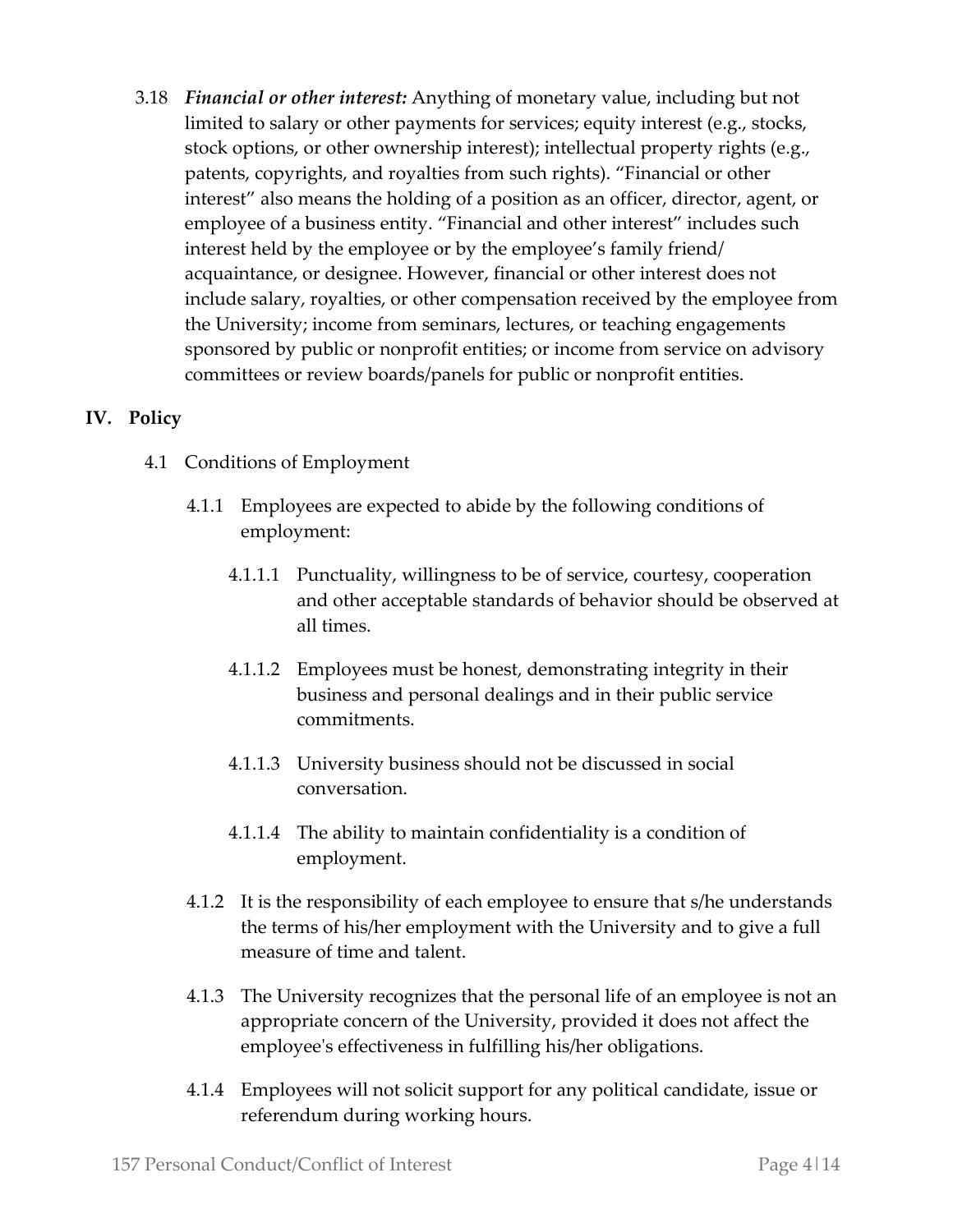3.18 ***Financial or other interest:*** Anything of monetary value, including but not limited to salary or other payments for services; equity interest (e.g., stocks, stock options, or other ownership interest); intellectual property rights (e.g., patents, copyrights, and royalties from such rights). "Financial or other interest" also means the holding of a position as an officer, director, agent, or employee of a business entity. "Financial and other interest" includes such interest held by the employee or by the employee's family friend/ acquaintance, or designee. However, financial or other interest does not include salary, royalties, or other compensation received by the employee from the University; income from seminars, lectures, or teaching engagements sponsored by public or nonprofit entities; or income from service on advisory committees or review boards/panels for public or nonprofit entities.

## IV. Policy

4.1 Conditions of Employment

4.1.1 Employees are expected to abide by the following conditions of employment:

4.1.1.1 Punctuality, willingness to be of service, courtesy, cooperation and other acceptable standards of behavior should be observed at all times.

4.1.1.2 Employees must be honest, demonstrating integrity in their business and personal dealings and in their public service commitments.

4.1.1.3 University business should not be discussed in social conversation.

4.1.1.4 The ability to maintain confidentiality is a condition of employment.

4.1.2 It is the responsibility of each employee to ensure that s/he understands the terms of his/her employment with the University and to give a full measure of time and talent.

4.1.3 The University recognizes that the personal life of an employee is not an appropriate concern of the University, provided it does not affect the employee's effectiveness in fulfilling his/her obligations.

4.1.4 Employees will not solicit support for any political candidate, issue or referendum during working hours.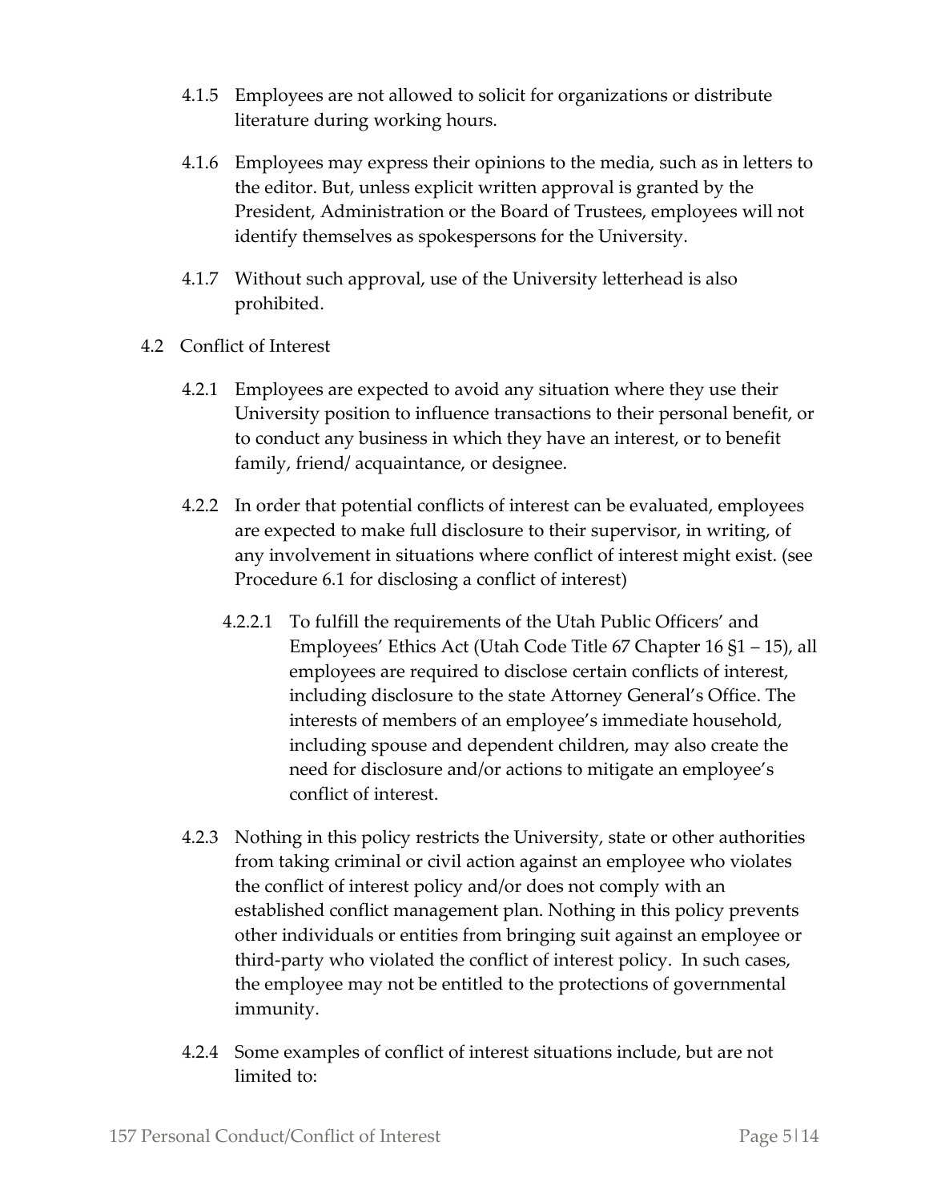4.1.5 Employees are not allowed to solicit for organizations or distribute literature during working hours.

4.1.6 Employees may express their opinions to the media, such as in letters to the editor. But, unless explicit written approval is granted by the President, Administration or the Board of Trustees, employees will not identify themselves as spokespersons for the University.

4.1.7 Without such approval, use of the University letterhead is also prohibited.

4.2 Conflict of Interest

4.2.1 Employees are expected to avoid any situation where they use their University position to influence transactions to their personal benefit, or to conduct any business in which they have an interest, or to benefit family, friend/ acquaintance, or designee.

4.2.2 In order that potential conflicts of interest can be evaluated, employees are expected to make full disclosure to their supervisor, in writing, of any involvement in situations where conflict of interest might exist. (see Procedure 6.1 for disclosing a conflict of interest)

4.2.2.1 To fulfill the requirements of the Utah Public Officers' and Employees' Ethics Act (Utah Code Title 67 Chapter 16 §1 – 15), all employees are required to disclose certain conflicts of interest, including disclosure to the state Attorney General's Office. The interests of members of an employee's immediate household, including spouse and dependent children, may also create the need for disclosure and/or actions to mitigate an employee's conflict of interest.

4.2.3 Nothing in this policy restricts the University, state or other authorities from taking criminal or civil action against an employee who violates the conflict of interest policy and/or does not comply with an established conflict management plan. Nothing in this policy prevents other individuals or entities from bringing suit against an employee or third-party who violated the conflict of interest policy. In such cases, the employee may not be entitled to the protections of governmental immunity.

4.2.4 Some examples of conflict of interest situations include, but are not limited to: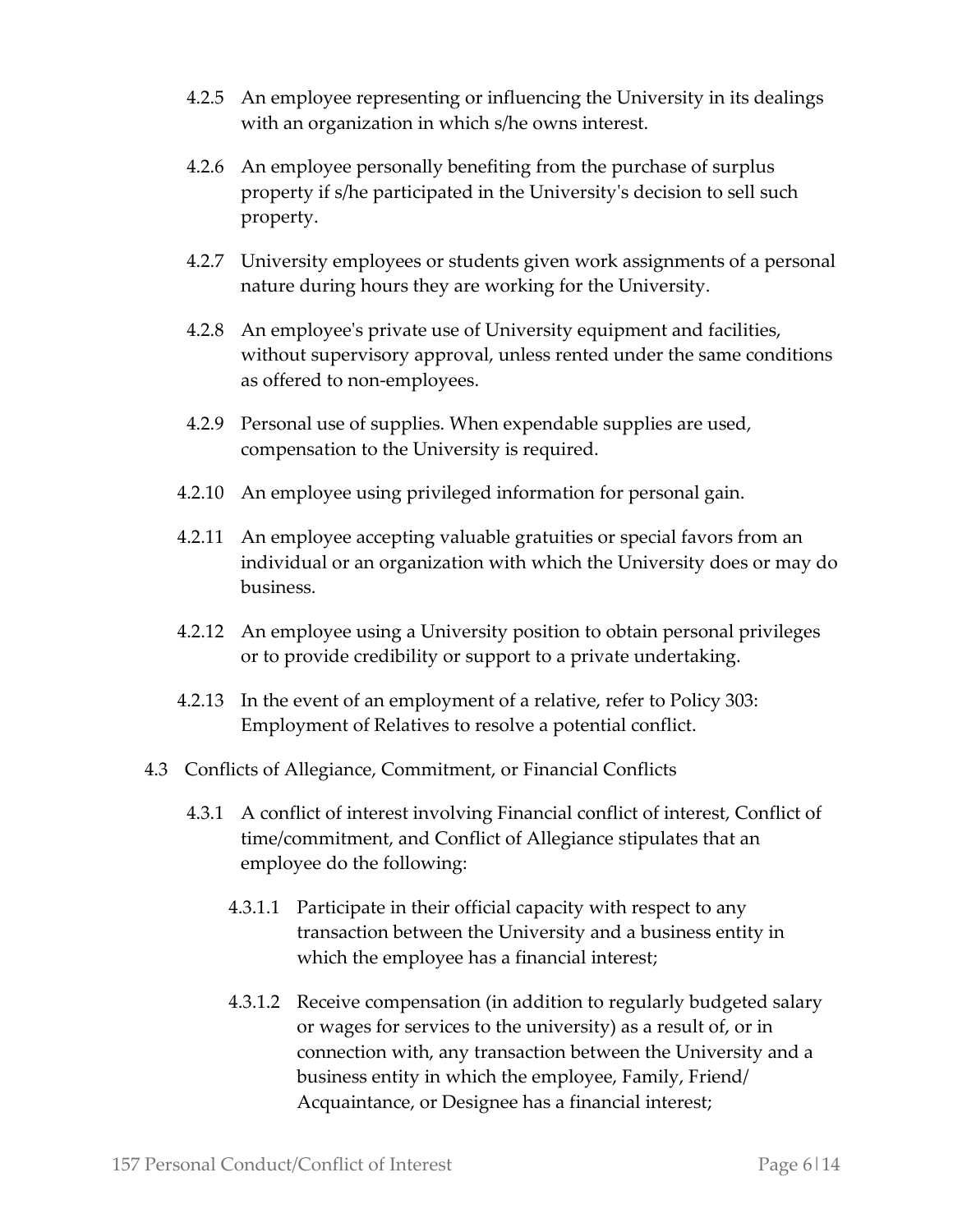4.2.5 An employee representing or influencing the University in its dealings with an organization in which s/he owns interest.

4.2.6 An employee personally benefiting from the purchase of surplus property if s/he participated in the University's decision to sell such property.

4.2.7 University employees or students given work assignments of a personal nature during hours they are working for the University.

4.2.8 An employee's private use of University equipment and facilities, without supervisory approval, unless rented under the same conditions as offered to non-employees.

4.2.9 Personal use of supplies. When expendable supplies are used, compensation to the University is required.

4.2.10 An employee using privileged information for personal gain.

4.2.11 An employee accepting valuable gratuities or special favors from an individual or an organization with which the University does or may do business.

4.2.12 An employee using a University position to obtain personal privileges or to provide credibility or support to a private undertaking.

4.2.13 In the event of an employment of a relative, refer to Policy 303: Employment of Relatives to resolve a potential conflict.

4.3 Conflicts of Allegiance, Commitment, or Financial Conflicts

4.3.1 A conflict of interest involving Financial conflict of interest, Conflict of time/commitment, and Conflict of Allegiance stipulates that an employee do the following:

4.3.1.1 Participate in their official capacity with respect to any transaction between the University and a business entity in which the employee has a financial interest;

4.3.1.2 Receive compensation (in addition to regularly budgeted salary or wages for services to the university) as a result of, or in connection with, any transaction between the University and a business entity in which the employee, Family, Friend/ Acquaintance, or Designee has a financial interest;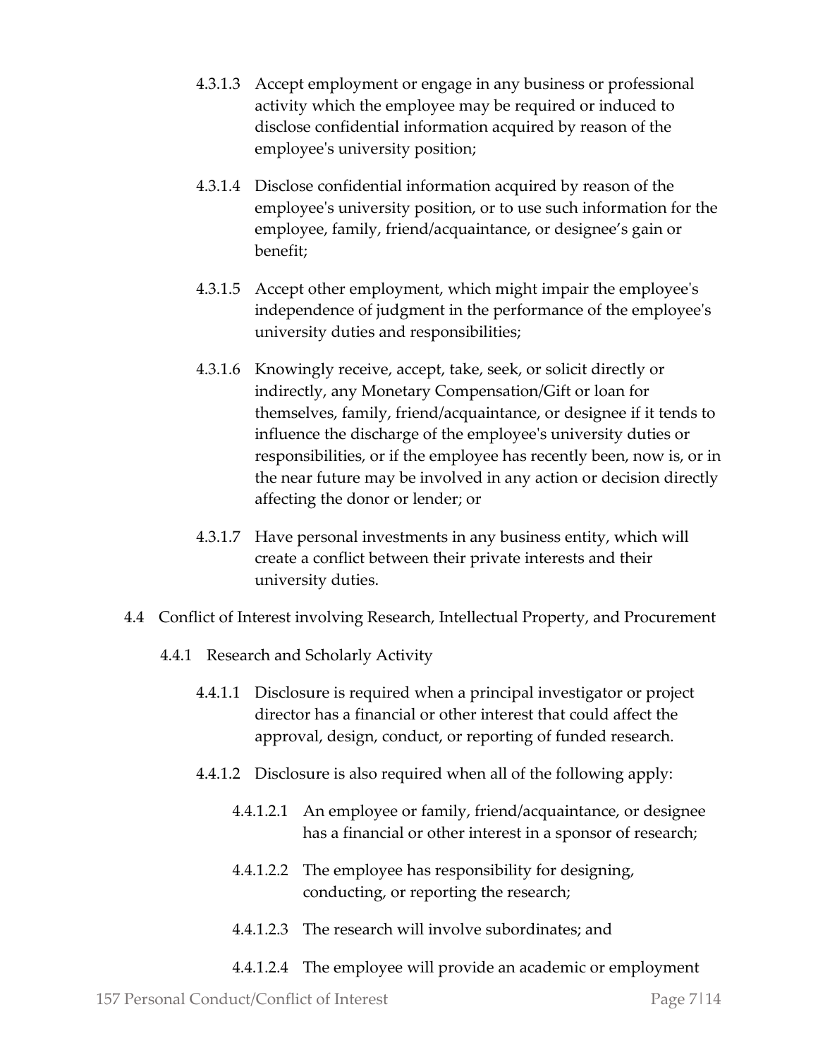4.3.1.3 Accept employment or engage in any business or professional activity which the employee may be required or induced to disclose confidential information acquired by reason of the employee's university position;

4.3.1.4 Disclose confidential information acquired by reason of the employee's university position, or to use such information for the employee, family, friend/acquaintance, or designee's gain or benefit;

4.3.1.5 Accept other employment, which might impair the employee's independence of judgment in the performance of the employee's university duties and responsibilities;

4.3.1.6 Knowingly receive, accept, take, seek, or solicit directly or indirectly, any Monetary Compensation/Gift or loan for themselves, family, friend/acquaintance, or designee if it tends to influence the discharge of the employee's university duties or responsibilities, or if the employee has recently been, now is, or in the near future may be involved in any action or decision directly affecting the donor or lender; or

4.3.1.7 Have personal investments in any business entity, which will create a conflict between their private interests and their university duties.

4.4 Conflict of Interest involving Research, Intellectual Property, and Procurement

4.4.1 Research and Scholarly Activity

4.4.1.1 Disclosure is required when a principal investigator or project director has a financial or other interest that could affect the approval, design, conduct, or reporting of funded research.

4.4.1.2 Disclosure is also required when all of the following apply:

4.4.1.2.1 An employee or family, friend/acquaintance, or designee has a financial or other interest in a sponsor of research;

4.4.1.2.2 The employee has responsibility for designing, conducting, or reporting the research;

4.4.1.2.3 The research will involve subordinates; and

4.4.1.2.4 The employee will provide an academic or employment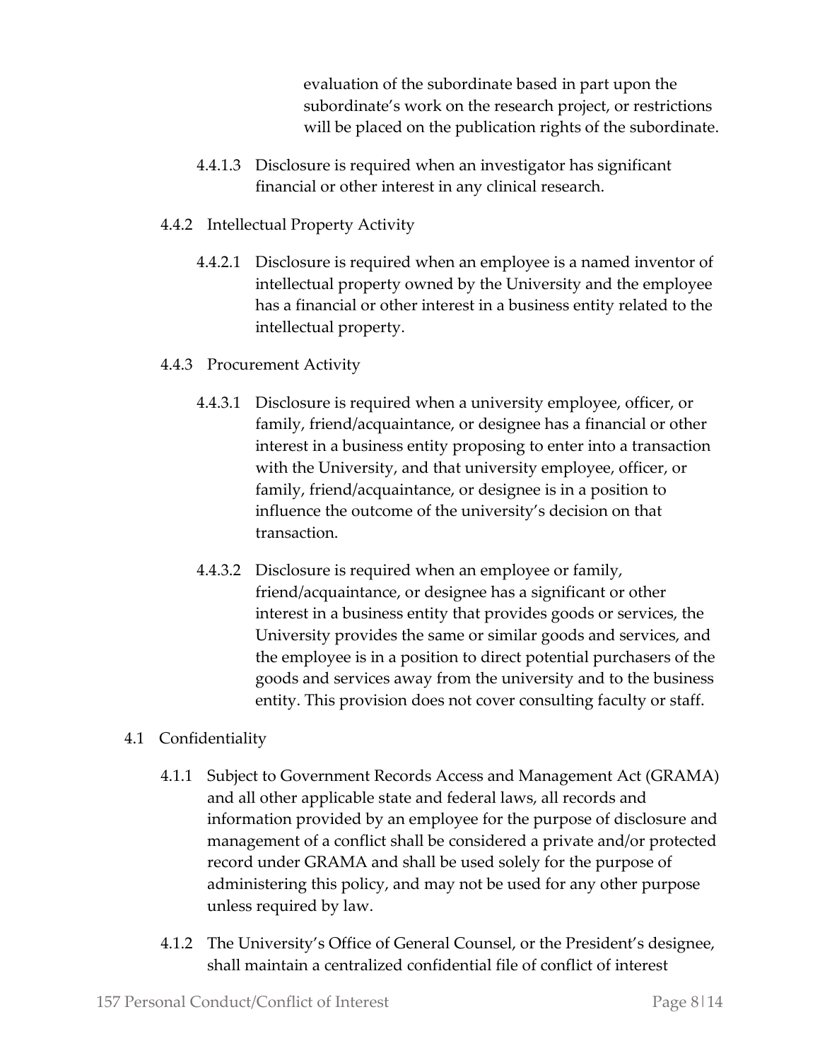evaluation of the subordinate based in part upon the subordinate's work on the research project, or restrictions will be placed on the publication rights of the subordinate.

4.4.1.3 Disclosure is required when an investigator has significant financial or other interest in any clinical research.

4.4.2 Intellectual Property Activity

4.4.2.1 Disclosure is required when an employee is a named inventor of intellectual property owned by the University and the employee has a financial or other interest in a business entity related to the intellectual property.

4.4.3 Procurement Activity

4.4.3.1 Disclosure is required when a university employee, officer, or family, friend/acquaintance, or designee has a financial or other interest in a business entity proposing to enter into a transaction with the University, and that university employee, officer, or family, friend/acquaintance, or designee is in a position to influence the outcome of the university's decision on that transaction.

4.4.3.2 Disclosure is required when an employee or family, friend/acquaintance, or designee has a significant or other interest in a business entity that provides goods or services, the University provides the same or similar goods and services, and the employee is in a position to direct potential purchasers of the goods and services away from the university and to the business entity. This provision does not cover consulting faculty or staff.

4.1 Confidentiality

4.1.1 Subject to Government Records Access and Management Act (GRAMA) and all other applicable state and federal laws, all records and information provided by an employee for the purpose of disclosure and management of a conflict shall be considered a private and/or protected record under GRAMA and shall be used solely for the purpose of administering this policy, and may not be used for any other purpose unless required by law.

4.1.2 The University's Office of General Counsel, or the President's designee, shall maintain a centralized confidential file of conflict of interest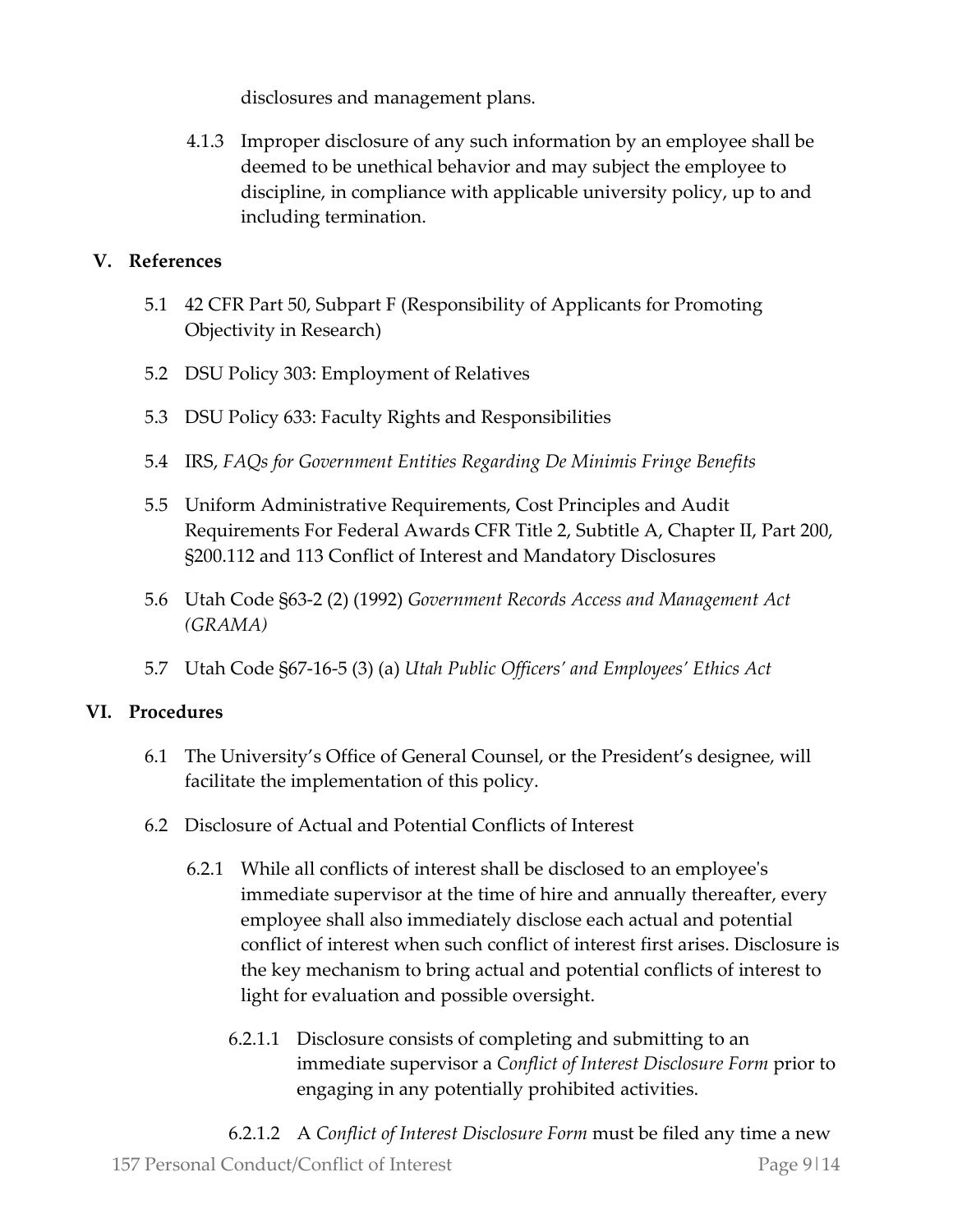disclosures and management plans.

4.1.3 Improper disclosure of any such information by an employee shall be deemed to be unethical behavior and may subject the employee to discipline, in compliance with applicable university policy, up to and including termination.

## V. References

5.1 42 CFR Part 50, Subpart F (Responsibility of Applicants for Promoting Objectivity in Research)

5.2 DSU Policy 303: Employment of Relatives

5.3 DSU Policy 633: Faculty Rights and Responsibilities

5.4 IRS, *FAQs for Government Entities Regarding De Minimis Fringe Benefits*

5.5 Uniform Administrative Requirements, Cost Principles and Audit Requirements For Federal Awards CFR Title 2, Subtitle A, Chapter II, Part 200, §200.112 and 113 Conflict of Interest and Mandatory Disclosures

5.6 Utah Code §63-2 (2) (1992) *Government Records Access and Management Act (GRAMA)*

5.7 Utah Code §67-16-5 (3) (a) *Utah Public Officers' and Employees' Ethics Act*

## VI. Procedures

6.1 The University's Office of General Counsel, or the President's designee, will facilitate the implementation of this policy.

6.2 Disclosure of Actual and Potential Conflicts of Interest

6.2.1 While all conflicts of interest shall be disclosed to an employee's immediate supervisor at the time of hire and annually thereafter, every employee shall also immediately disclose each actual and potential conflict of interest when such conflict of interest first arises. Disclosure is the key mechanism to bring actual and potential conflicts of interest to light for evaluation and possible oversight.

6.2.1.1 Disclosure consists of completing and submitting to an immediate supervisor a *Conflict of Interest Disclosure Form* prior to engaging in any potentially prohibited activities.

6.2.1.2 A *Conflict of Interest Disclosure Form* must be filed any time a new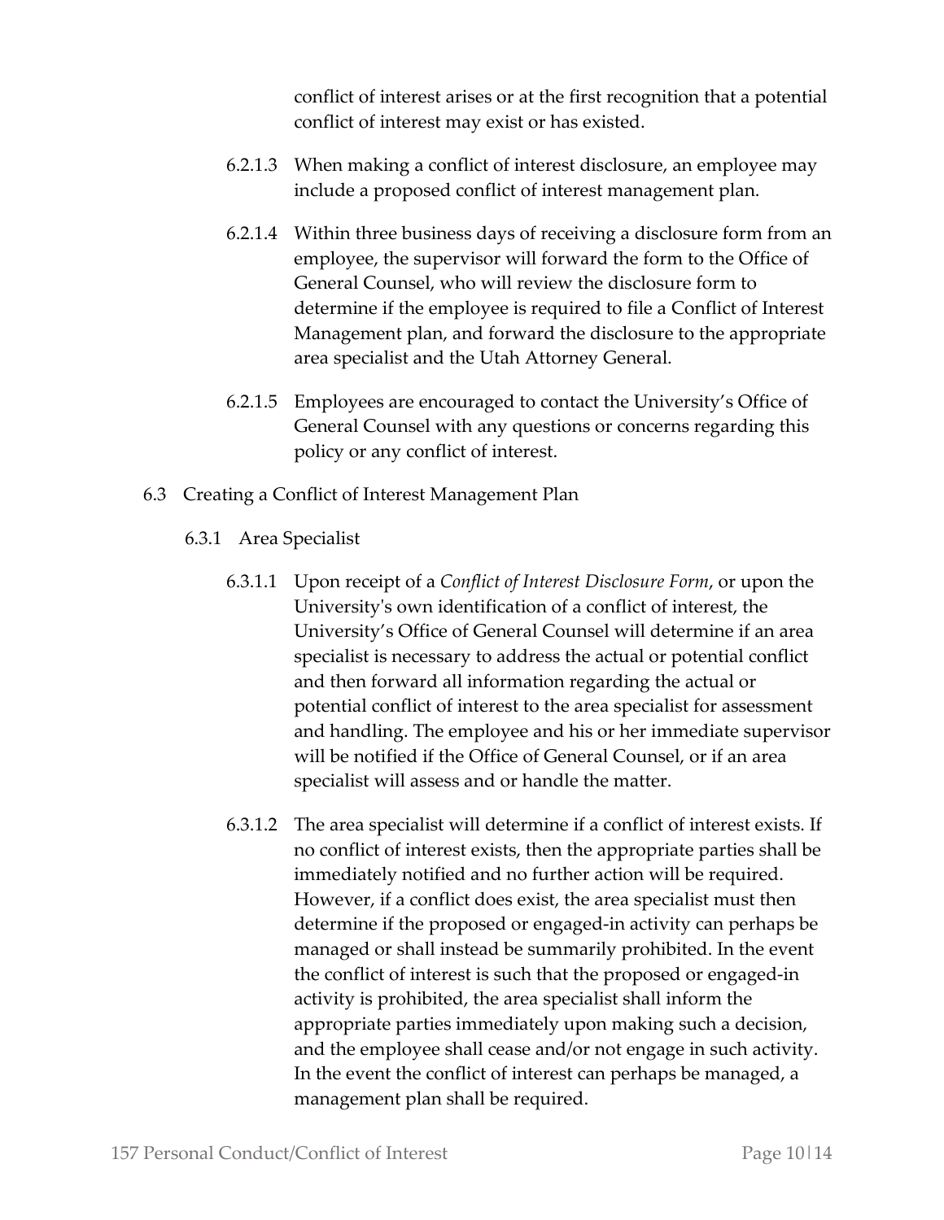conflict of interest arises or at the first recognition that a potential conflict of interest may exist or has existed.

6.2.1.3 When making a conflict of interest disclosure, an employee may include a proposed conflict of interest management plan.

6.2.1.4 Within three business days of receiving a disclosure form from an employee, the supervisor will forward the form to the Office of General Counsel, who will review the disclosure form to determine if the employee is required to file a Conflict of Interest Management plan, and forward the disclosure to the appropriate area specialist and the Utah Attorney General.

6.2.1.5 Employees are encouraged to contact the University's Office of General Counsel with any questions or concerns regarding this policy or any conflict of interest.

6.3 Creating a Conflict of Interest Management Plan

6.3.1 Area Specialist

6.3.1.1 Upon receipt of a *Conflict of Interest Disclosure Form*, or upon the University's own identification of a conflict of interest, the University's Office of General Counsel will determine if an area specialist is necessary to address the actual or potential conflict and then forward all information regarding the actual or potential conflict of interest to the area specialist for assessment and handling. The employee and his or her immediate supervisor will be notified if the Office of General Counsel, or if an area specialist will assess and or handle the matter.

6.3.1.2 The area specialist will determine if a conflict of interest exists. If no conflict of interest exists, then the appropriate parties shall be immediately notified and no further action will be required. However, if a conflict does exist, the area specialist must then determine if the proposed or engaged-in activity can perhaps be managed or shall instead be summarily prohibited. In the event the conflict of interest is such that the proposed or engaged-in activity is prohibited, the area specialist shall inform the appropriate parties immediately upon making such a decision, and the employee shall cease and/or not engage in such activity. In the event the conflict of interest can perhaps be managed, a management plan shall be required.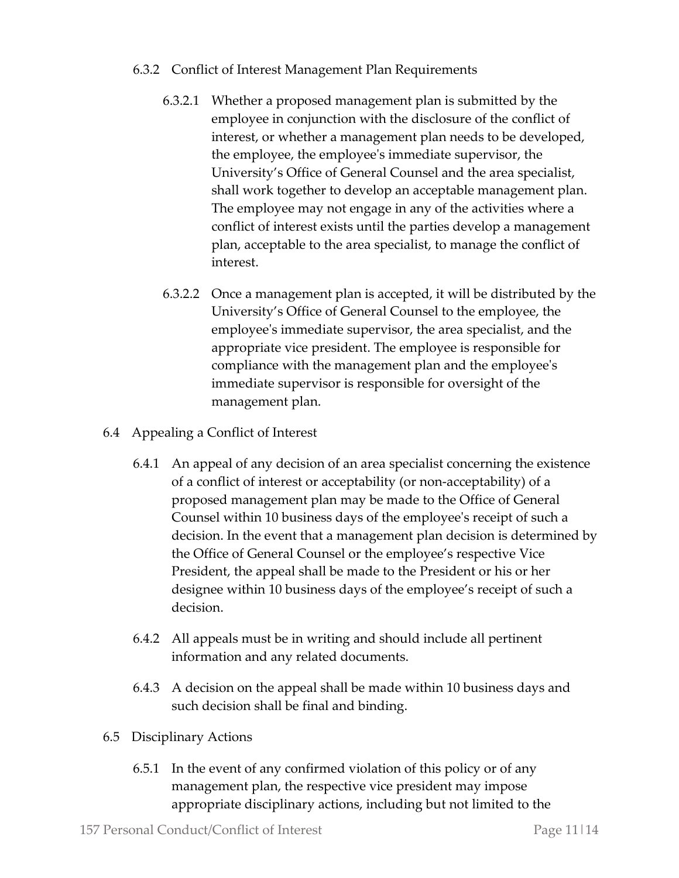#### 6.3.2 Conflict of Interest Management Plan Requirements

6.3.2.1 Whether a proposed management plan is submitted by the employee in conjunction with the disclosure of the conflict of interest, or whether a management plan needs to be developed, the employee, the employee's immediate supervisor, the University's Office of General Counsel and the area specialist, shall work together to develop an acceptable management plan. The employee may not engage in any of the activities where a conflict of interest exists until the parties develop a management plan, acceptable to the area specialist, to manage the conflict of interest.

6.3.2.2 Once a management plan is accepted, it will be distributed by the University's Office of General Counsel to the employee, the employee's immediate supervisor, the area specialist, and the appropriate vice president. The employee is responsible for compliance with the management plan and the employee's immediate supervisor is responsible for oversight of the management plan.

### 6.4 Appealing a Conflict of Interest

6.4.1 An appeal of any decision of an area specialist concerning the existence of a conflict of interest or acceptability (or non-acceptability) of a proposed management plan may be made to the Office of General Counsel within 10 business days of the employee's receipt of such a decision. In the event that a management plan decision is determined by the Office of General Counsel or the employee's respective Vice President, the appeal shall be made to the President or his or her designee within 10 business days of the employee's receipt of such a decision.

6.4.2 All appeals must be in writing and should include all pertinent information and any related documents.

6.4.3 A decision on the appeal shall be made within 10 business days and such decision shall be final and binding.

### 6.5 Disciplinary Actions

6.5.1 In the event of any confirmed violation of this policy or of any management plan, the respective vice president may impose appropriate disciplinary actions, including but not limited to the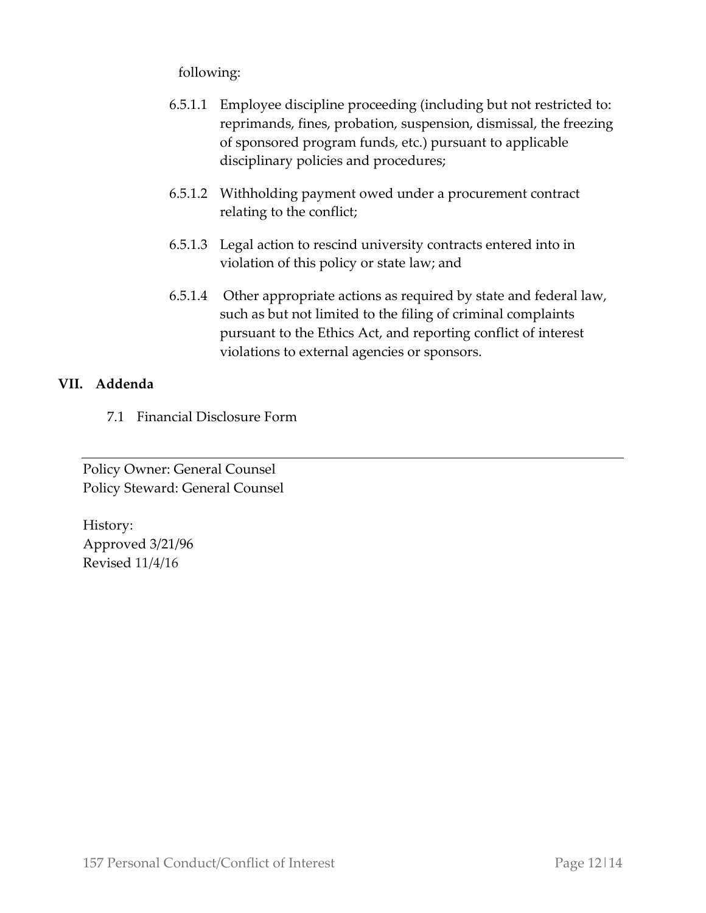following:

- 6.5.1.1 Employee discipline proceeding (including but not restricted to: reprimands, fines, probation, suspension, dismissal, the freezing of sponsored program funds, etc.) pursuant to applicable disciplinary policies and procedures;
- 6.5.1.2 Withholding payment owed under a procurement contract relating to the conflict;
- 6.5.1.3 Legal action to rescind university contracts entered into in violation of this policy or state law; and
- 6.5.1.4 Other appropriate actions as required by state and federal law, such as but not limited to the filing of criminal complaints pursuant to the Ethics Act, and reporting conflict of interest violations to external agencies or sponsors.

## VII. Addenda

7.1 Financial Disclosure Form

---

Policy Owner: General Counsel
Policy Steward: General Counsel

History:
Approved 3/21/96
Revised 11/4/16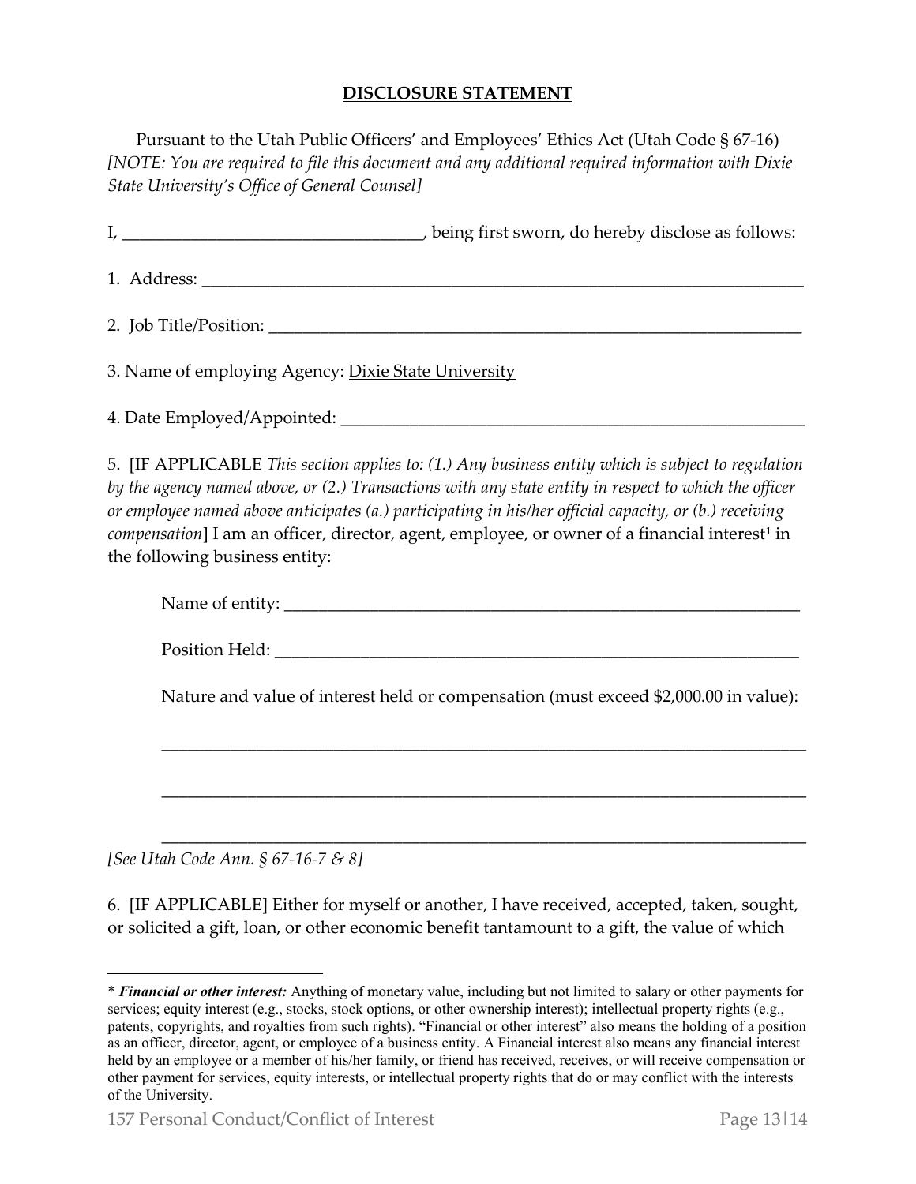**DISCLOSURE STATEMENT**

Pursuant to the Utah Public Officers' and Employees' Ethics Act (Utah Code § 67-16) *[NOTE: You are required to file this document and any additional required information with Dixie State University's Office of General Counsel]*

I, ___________________________________, being first sworn, do hereby disclose as follows:

1. Address: ___________________________________________________________________________

2. Job Title/Position: ____________________________________________________________________

3. Name of employing Agency: Dixie State University

4. Date Employed/Appointed: _______________________________________________________

5. [IF APPLICABLE *This section applies to: (1.) Any business entity which is subject to regulation by the agency named above, or (2.) Transactions with any state entity in respect to which the officer or employee named above anticipates (a.) participating in his/her official capacity, or (b.) receiving compensation*] I am an officer, director, agent, employee, or owner of a financial interest[1] in the following business entity:

Name of entity: ________________________________________________________________

Position Held: _________________________________________________________________

Nature and value of interest held or compensation (must exceed $2,000.00 in value):

_____________________________________________________________________________

_____________________________________________________________________________

_____________________________________________________________________________

*[See Utah Code Ann. § 67-16-7 & 8]*

6. [IF APPLICABLE] Either for myself or another, I have received, accepted, taken, sought, or solicited a gift, loan, or other economic benefit tantamount to a gift, the value of which

---

\* ***Financial or other interest:*** Anything of monetary value, including but not limited to salary or other payments for services; equity interest (e.g., stocks, stock options, or other ownership interest); intellectual property rights (e.g., patents, copyrights, and royalties from such rights). "Financial or other interest" also means the holding of a position as an officer, director, agent, or employee of a business entity. A Financial interest also means any financial interest held by an employee or a member of his/her family, or friend has received, receives, or will receive compensation or other payment for services, equity interests, or intellectual property rights that do or may conflict with the interests of the University.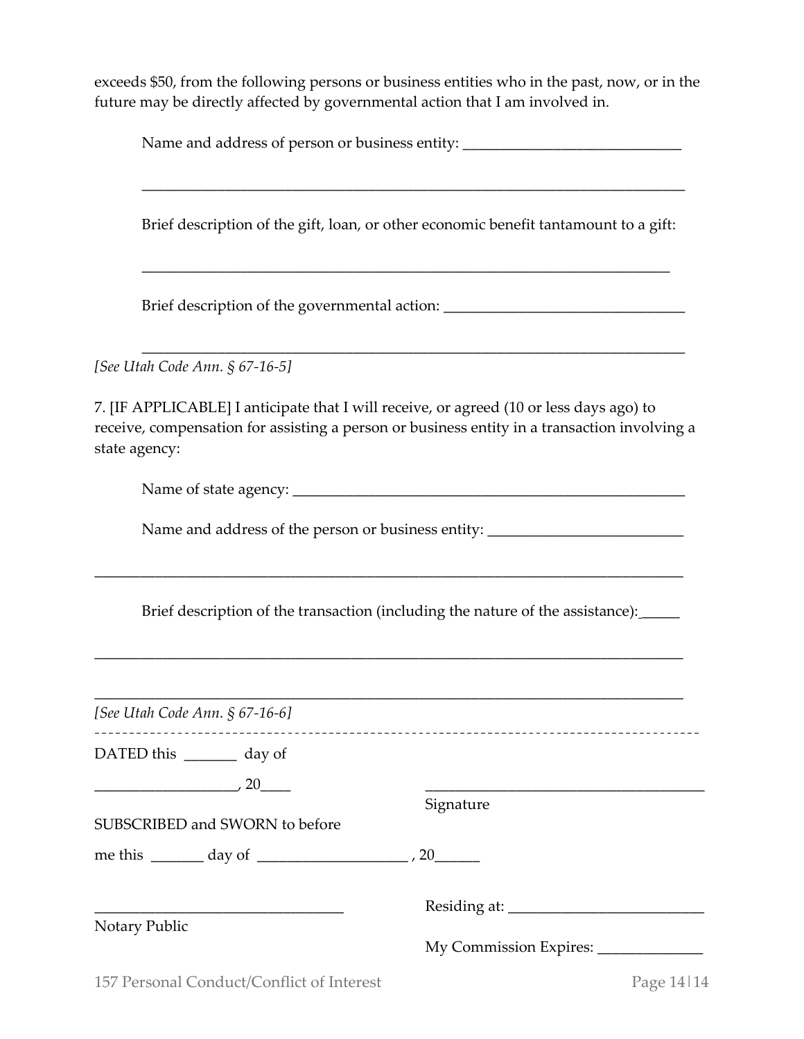exceeds $50, from the following persons or business entities who in the past, now, or in the future may be directly affected by governmental action that I am involved in.

Name and address of person or business entity: ______________________________

_____________________________________________________________________________

Brief description of the gift, loan, or other economic benefit tantamount to a gift:

_____________________________________________________________________________

Brief description of the governmental action: ________________________________

_____________________________________________________________________________

*[See Utah Code Ann. § 67-16-5]*

7. [IF APPLICABLE] I anticipate that I will receive, or agreed (10 or less days ago) to receive, compensation for assisting a person or business entity in a transaction involving a state agency:

Name of state agency: _____________________________________________________

Name and address of the person or business entity: __________________________

_____________________________________________________________________________

Brief description of the transaction (including the nature of the assistance):_____

_____________________________________________________________________________

_____________________________________________________________________________

*[See Utah Code Ann. § 67-16-6]*

---

DATED this _______ day of

___________________, 20____ ______________________________________

Signature

SUBSCRIBED and SWORN to before

me this _______ day of ____________________ , 20______

_________________________________ Residing at: __________________________

Notary Public

My Commission Expires: ______________